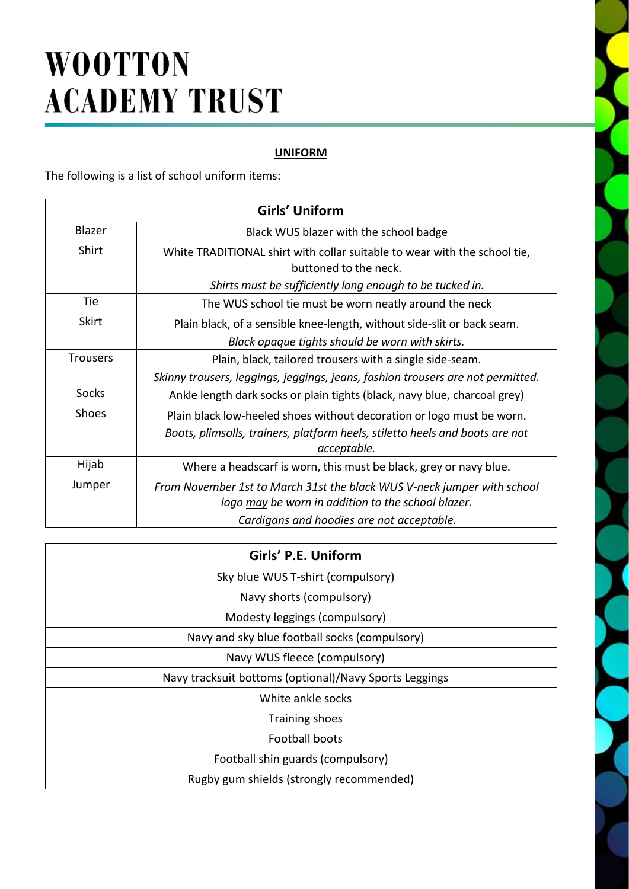# WOOTTON ACADEMY TRUST

**UNIFORM**

The following is a list of school uniform items:

| Girls' Uniform | |
|---|---|
| Blazer | Black WUS blazer with the school badge |
| Shirt | White TRADITIONAL shirt with collar suitable to wear with the school tie, buttoned to the neck.<br>*Shirts must be sufficiently long enough to be tucked in.* |
| Tie | The WUS school tie must be worn neatly around the neck |
| Skirt | Plain black, of a <u>sensible knee-length</u>, without side-slit or back seam.<br>*Black opaque tights should be worn with skirts.* |
| Trousers | Plain, black, tailored trousers with a single side-seam.<br>*Skinny trousers, leggings, jeggings, jeans, fashion trousers are not permitted.* |
| Socks | Ankle length dark socks or plain tights (black, navy blue, charcoal grey) |
| Shoes | Plain black low-heeled shoes without decoration or logo must be worn.<br>*Boots, plimsolls, trainers, platform heels, stiletto heels and boots are not acceptable.* |
| Hijab | Where a headscarf is worn, this must be black, grey or navy blue. |
| Jumper | *From November 1st to March 31st the black WUS V-neck jumper with school logo <u>may</u> be worn in addition to the school blazer.*<br>*Cardigans and hoodies are not acceptable.* |

| Girls' P.E. Uniform |
|---|
| Sky blue WUS T-shirt (compulsory) |
| Navy shorts (compulsory) |
| Modesty leggings (compulsory) |
| Navy and sky blue football socks (compulsory) |
| Navy WUS fleece (compulsory) |
| Navy tracksuit bottoms (optional)/Navy Sports Leggings |
| White ankle socks |
| Training shoes |
| Football boots |
| Football shin guards (compulsory) |
| Rugby gum shields (strongly recommended) |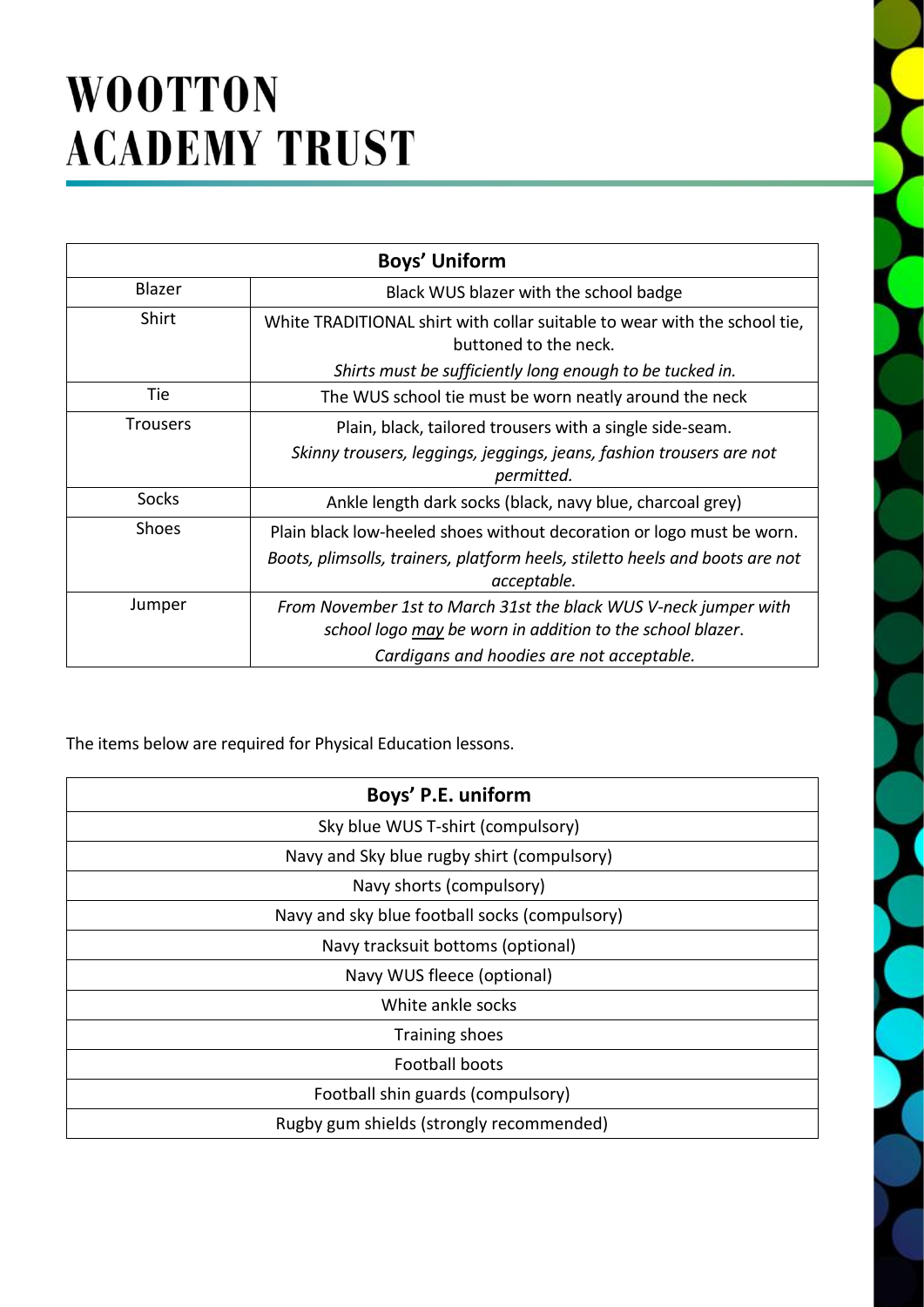# WOOTTON ACADEMY TRUST

| Boys' Uniform | |
|---|---|
| Blazer | Black WUS blazer with the school badge |
| Shirt | White TRADITIONAL shirt with collar suitable to wear with the school tie, buttoned to the neck. *Shirts must be sufficiently long enough to be tucked in.* |
| Tie | The WUS school tie must be worn neatly around the neck |
| Trousers | Plain, black, tailored trousers with a single side-seam. *Skinny trousers, leggings, jeggings, jeans, fashion trousers are not permitted.* |
| Socks | Ankle length dark socks (black, navy blue, charcoal grey) |
| Shoes | Plain black low-heeled shoes without decoration or logo must be worn. *Boots, plimsolls, trainers, platform heels, stiletto heels and boots are not acceptable.* |
| Jumper | *From November 1st to March 31st the black WUS V-neck jumper with school logo may be worn in addition to the school blazer.* *Cardigans and hoodies are not acceptable.* |

The items below are required for Physical Education lessons.

| Boys' P.E. uniform |
|---|
| Sky blue WUS T-shirt (compulsory) |
| Navy and Sky blue rugby shirt (compulsory) |
| Navy shorts (compulsory) |
| Navy and sky blue football socks (compulsory) |
| Navy tracksuit bottoms (optional) |
| Navy WUS fleece (optional) |
| White ankle socks |
| Training shoes |
| Football boots |
| Football shin guards (compulsory) |
| Rugby gum shields (strongly recommended) |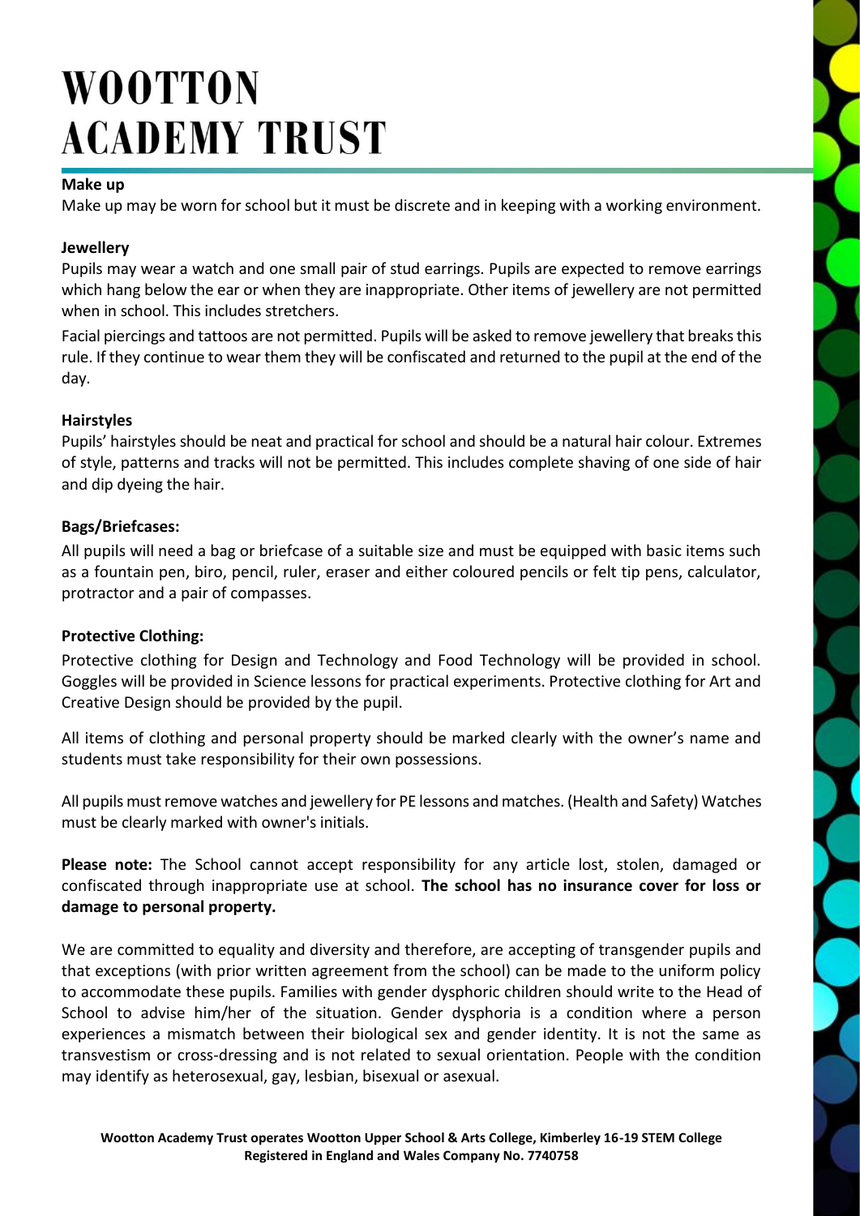### Make up

Make up may be worn for school but it must be discrete and in keeping with a working environment.

### Jewellery

Pupils may wear a watch and one small pair of stud earrings. Pupils are expected to remove earrings which hang below the ear or when they are inappropriate. Other items of jewellery are not permitted when in school. This includes stretchers.

Facial piercings and tattoos are not permitted. Pupils will be asked to remove jewellery that breaks this rule. If they continue to wear them they will be confiscated and returned to the pupil at the end of the day.

### Hairstyles

Pupils' hairstyles should be neat and practical for school and should be a natural hair colour. Extremes of style, patterns and tracks will not be permitted. This includes complete shaving of one side of hair and dip dyeing the hair.

### Bags/Briefcases:

All pupils will need a bag or briefcase of a suitable size and must be equipped with basic items such as a fountain pen, biro, pencil, ruler, eraser and either coloured pencils or felt tip pens, calculator, protractor and a pair of compasses.

### Protective Clothing:

Protective clothing for Design and Technology and Food Technology will be provided in school. Goggles will be provided in Science lessons for practical experiments. Protective clothing for Art and Creative Design should be provided by the pupil.

All items of clothing and personal property should be marked clearly with the owner's name and students must take responsibility for their own possessions.

All pupils must remove watches and jewellery for PE lessons and matches. (Health and Safety) Watches must be clearly marked with owner's initials.

**Please note:** The School cannot accept responsibility for any article lost, stolen, damaged or confiscated through inappropriate use at school. **The school has no insurance cover for loss or damage to personal property.**

We are committed to equality and diversity and therefore, are accepting of transgender pupils and that exceptions (with prior written agreement from the school) can be made to the uniform policy to accommodate these pupils. Families with gender dysphoric children should write to the Head of School to advise him/her of the situation. Gender dysphoria is a condition where a person experiences a mismatch between their biological sex and gender identity. It is not the same as transvestism or cross-dressing and is not related to sexual orientation. People with the condition may identify as heterosexual, gay, lesbian, bisexual or asexual.